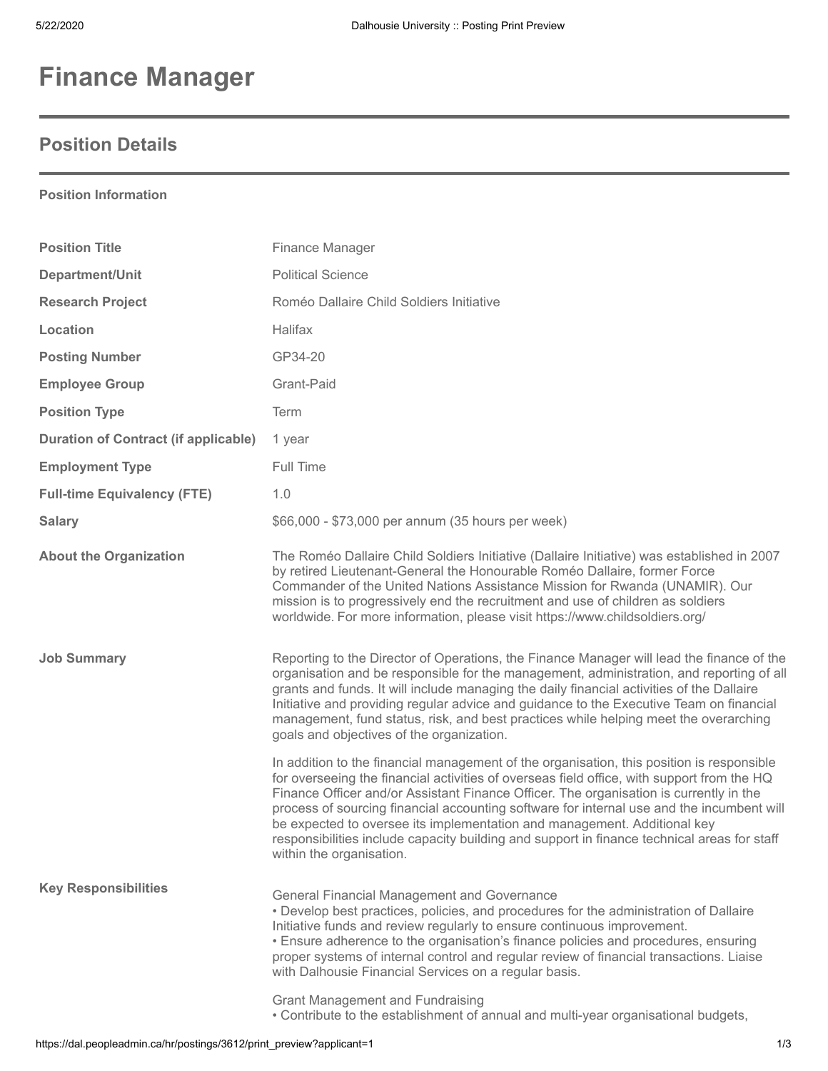# Finance Manager

## Position Details

### Position Information

| | |
|---|---|
| **Position Title** | Finance Manager |
| **Department/Unit** | Political Science |
| **Research Project** | Roméo Dallaire Child Soldiers Initiative |
| **Location** | Halifax |
| **Posting Number** | GP34-20 |
| **Employee Group** | Grant-Paid |
| **Position Type** | Term |
| **Duration of Contract (if applicable)** | 1 year |
| **Employment Type** | Full Time |
| **Full-time Equivalency (FTE)** | 1.0 |
| **Salary** | $66,000 - $73,000 per annum (35 hours per week) |

**About the Organization**

The Roméo Dallaire Child Soldiers Initiative (Dallaire Initiative) was established in 2007 by retired Lieutenant-General the Honourable Roméo Dallaire, former Force Commander of the United Nations Assistance Mission for Rwanda (UNAMIR). Our mission is to progressively end the recruitment and use of children as soldiers worldwide. For more information, please visit https://www.childsoldiers.org/

**Job Summary**

Reporting to the Director of Operations, the Finance Manager will lead the finance of the organisation and be responsible for the management, administration, and reporting of all grants and funds. It will include managing the daily financial activities of the Dallaire Initiative and providing regular advice and guidance to the Executive Team on financial management, fund status, risk, and best practices while helping meet the overarching goals and objectives of the organization.

In addition to the financial management of the organisation, this position is responsible for overseeing the financial activities of overseas field office, with support from the HQ Finance Officer and/or Assistant Finance Officer. The organisation is currently in the process of sourcing financial accounting software for internal use and the incumbent will be expected to oversee its implementation and management. Additional key responsibilities include capacity building and support in finance technical areas for staff within the organisation.

**Key Responsibilities**

General Financial Management and Governance

- Develop best practices, policies, and procedures for the administration of Dallaire Initiative funds and review regularly to ensure continuous improvement.
- Ensure adherence to the organisation's finance policies and procedures, ensuring proper systems of internal control and regular review of financial transactions. Liaise with Dalhousie Financial Services on a regular basis.

Grant Management and Fundraising

- Contribute to the establishment of annual and multi-year organisational budgets,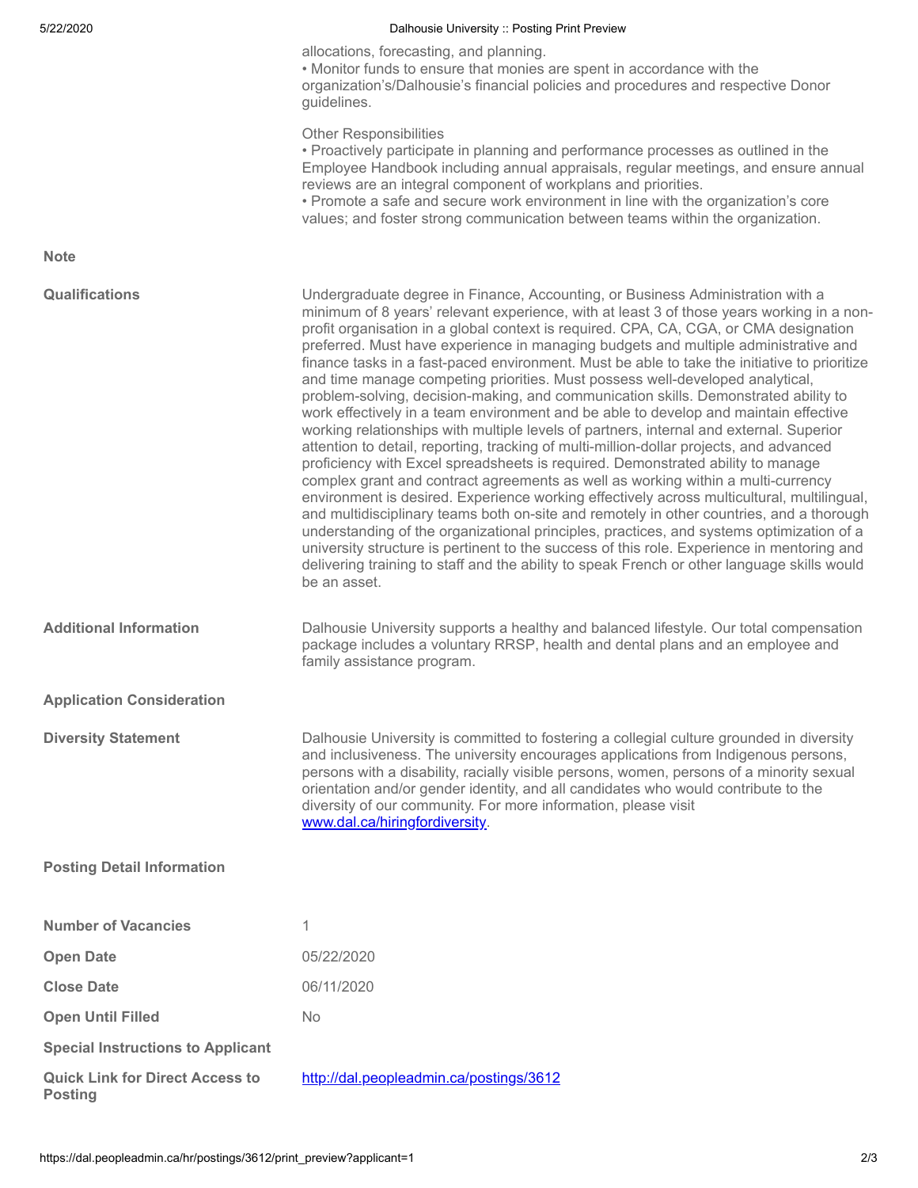allocations, forecasting, and planning.
• Monitor funds to ensure that monies are spent in accordance with the organization's/Dalhousie's financial policies and procedures and respective Donor guidelines.

Other Responsibilities
• Proactively participate in planning and performance processes as outlined in the Employee Handbook including annual appraisals, regular meetings, and ensure annual reviews are an integral component of workplans and priorities.
• Promote a safe and secure work environment in line with the organization's core values; and foster strong communication between teams within the organization.

**Note**

**Qualifications**

Undergraduate degree in Finance, Accounting, or Business Administration with a minimum of 8 years' relevant experience, with at least 3 of those years working in a non-profit organisation in a global context is required. CPA, CA, CGA, or CMA designation preferred. Must have experience in managing budgets and multiple administrative and finance tasks in a fast-paced environment. Must be able to take the initiative to prioritize and time manage competing priorities. Must possess well-developed analytical, problem-solving, decision-making, and communication skills. Demonstrated ability to work effectively in a team environment and be able to develop and maintain effective working relationships with multiple levels of partners, internal and external. Superior attention to detail, reporting, tracking of multi-million-dollar projects, and advanced proficiency with Excel spreadsheets is required. Demonstrated ability to manage complex grant and contract agreements as well as working within a multi-currency environment is desired. Experience working effectively across multicultural, multilingual, and multidisciplinary teams both on-site and remotely in other countries, and a thorough understanding of the organizational principles, practices, and systems optimization of a university structure is pertinent to the success of this role. Experience in mentoring and delivering training to staff and the ability to speak French or other language skills would be an asset.

**Additional Information**

Dalhousie University supports a healthy and balanced lifestyle. Our total compensation package includes a voluntary RRSP, health and dental plans and an employee and family assistance program.

**Application Consideration**

**Diversity Statement**

Dalhousie University is committed to fostering a collegial culture grounded in diversity and inclusiveness. The university encourages applications from Indigenous persons, persons with a disability, racially visible persons, women, persons of a minority sexual orientation and/or gender identity, and all candidates who would contribute to the diversity of our community. For more information, please visit [www.dal.ca/hiringfordiversity](www.dal.ca/hiringfordiversity).

**Posting Detail Information**

| | |
|---|---|
| **Number of Vacancies** | 1 |
| **Open Date** | 05/22/2020 |
| **Close Date** | 06/11/2020 |
| **Open Until Filled** | No |
| **Special Instructions to Applicant** | |
| **Quick Link for Direct Access to Posting** | [http://dal.peopleadmin.ca/postings/3612](http://dal.peopleadmin.ca/postings/3612) |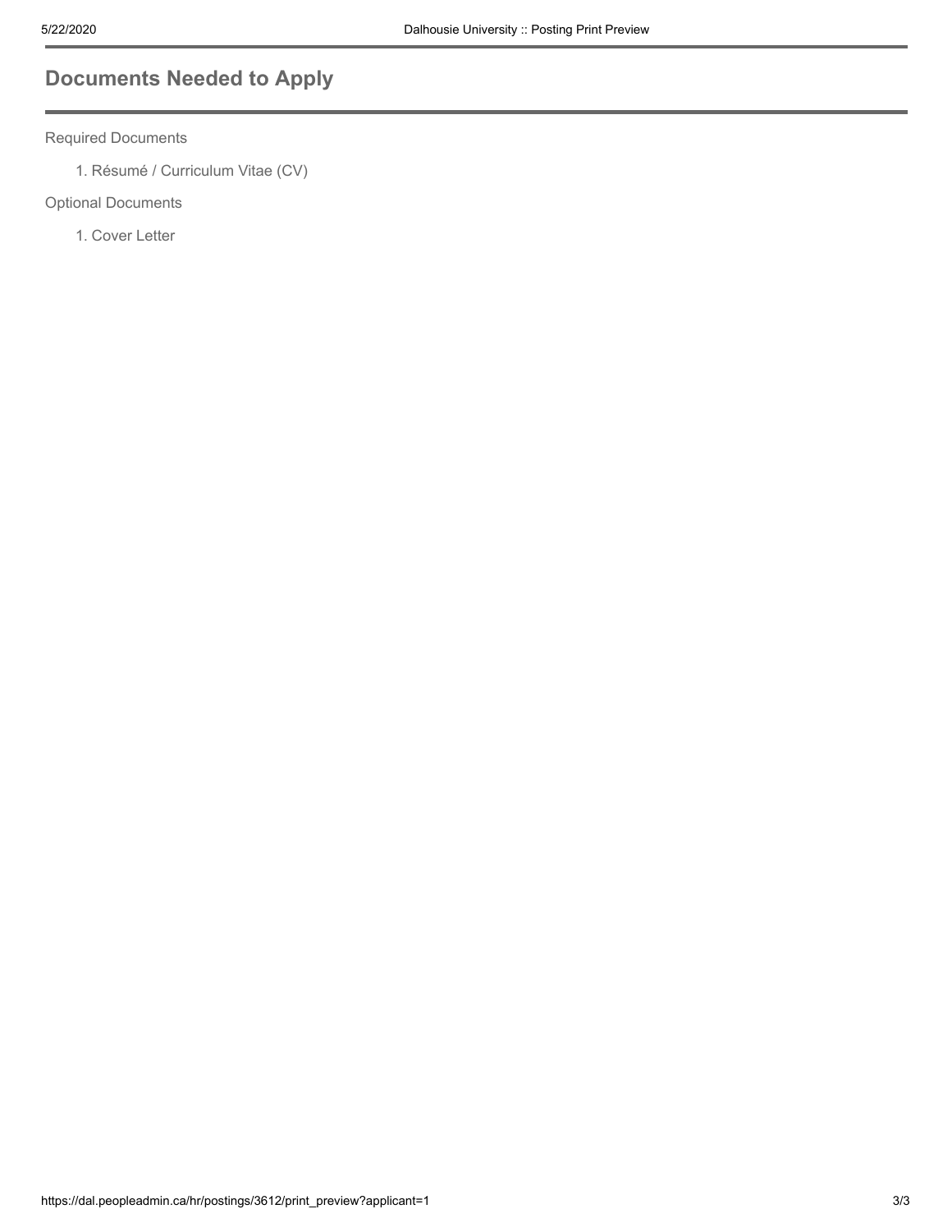## Documents Needed to Apply

Required Documents

1. Résumé / Curriculum Vitae (CV)

Optional Documents

1. Cover Letter